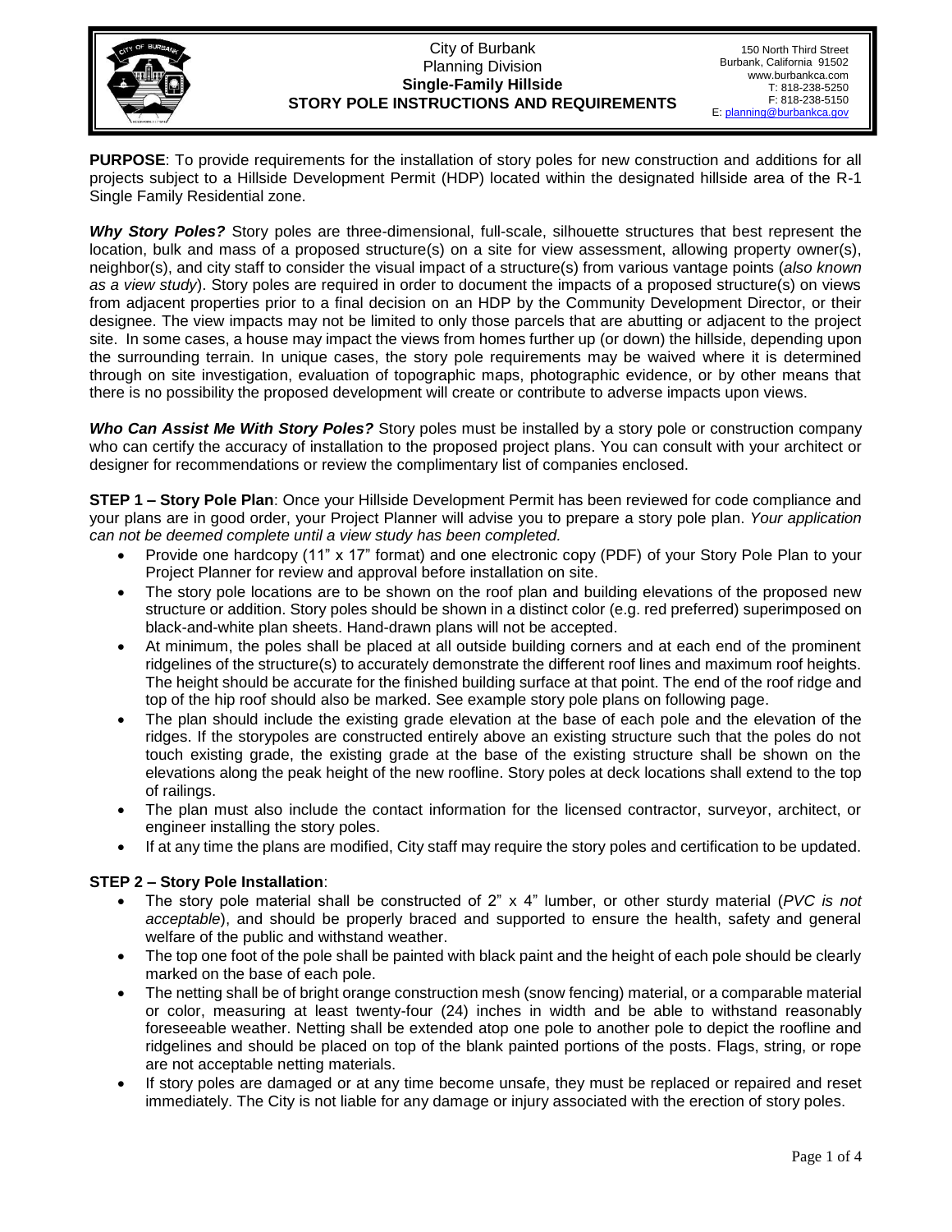City of Burbank
Planning Division
**Single-Family Hillside**
**STORY POLE INSTRUCTIONS AND REQUIREMENTS**

150 North Third Street
Burbank, California 91502
www.burbankca.com
T: 818-238-5250
F: 818-238-5150
E: planning@burbankca.gov

**PURPOSE**: To provide requirements for the installation of story poles for new construction and additions for all projects subject to a Hillside Development Permit (HDP) located within the designated hillside area of the R-1 Single Family Residential zone.

***Why Story Poles?*** Story poles are three-dimensional, full-scale, silhouette structures that best represent the location, bulk and mass of a proposed structure(s) on a site for view assessment, allowing property owner(s), neighbor(s), and city staff to consider the visual impact of a structure(s) from various vantage points (*also known as a view study*). Story poles are required in order to document the impacts of a proposed structure(s) on views from adjacent properties prior to a final decision on an HDP by the Community Development Director, or their designee. The view impacts may not be limited to only those parcels that are abutting or adjacent to the project site. In some cases, a house may impact the views from homes further up (or down) the hillside, depending upon the surrounding terrain. In unique cases, the story pole requirements may be waived where it is determined through on site investigation, evaluation of topographic maps, photographic evidence, or by other means that there is no possibility the proposed development will create or contribute to adverse impacts upon views.

***Who Can Assist Me With Story Poles?*** Story poles must be installed by a story pole or construction company who can certify the accuracy of installation to the proposed project plans. You can consult with your architect or designer for recommendations or review the complimentary list of companies enclosed.

**STEP 1 – Story Pole Plan**: Once your Hillside Development Permit has been reviewed for code compliance and your plans are in good order, your Project Planner will advise you to prepare a story pole plan. *Your application can not be deemed complete until a view study has been completed.*

- Provide one hardcopy (11" x 17" format) and one electronic copy (PDF) of your Story Pole Plan to your Project Planner for review and approval before installation on site.
- The story pole locations are to be shown on the roof plan and building elevations of the proposed new structure or addition. Story poles should be shown in a distinct color (e.g. red preferred) superimposed on black-and-white plan sheets. Hand-drawn plans will not be accepted.
- At minimum, the poles shall be placed at all outside building corners and at each end of the prominent ridgelines of the structure(s) to accurately demonstrate the different roof lines and maximum roof heights. The height should be accurate for the finished building surface at that point. The end of the roof ridge and top of the hip roof should also be marked. See example story pole plans on following page.
- The plan should include the existing grade elevation at the base of each pole and the elevation of the ridges. If the storypoles are constructed entirely above an existing structure such that the poles do not touch existing grade, the existing grade at the base of the existing structure shall be shown on the elevations along the peak height of the new roofline. Story poles at deck locations shall extend to the top of railings.
- The plan must also include the contact information for the licensed contractor, surveyor, architect, or engineer installing the story poles.
- If at any time the plans are modified, City staff may require the story poles and certification to be updated.

**STEP 2 – Story Pole Installation**:

- The story pole material shall be constructed of 2" x 4" lumber, or other sturdy material (*PVC is not acceptable*), and should be properly braced and supported to ensure the health, safety and general welfare of the public and withstand weather.
- The top one foot of the pole shall be painted with black paint and the height of each pole should be clearly marked on the base of each pole.
- The netting shall be of bright orange construction mesh (snow fencing) material, or a comparable material or color, measuring at least twenty-four (24) inches in width and be able to withstand reasonably foreseeable weather. Netting shall be extended atop one pole to another pole to depict the roofline and ridgelines and should be placed on top of the blank painted portions of the posts. Flags, string, or rope are not acceptable netting materials.
- If story poles are damaged or at any time become unsafe, they must be replaced or repaired and reset immediately. The City is not liable for any damage or injury associated with the erection of story poles.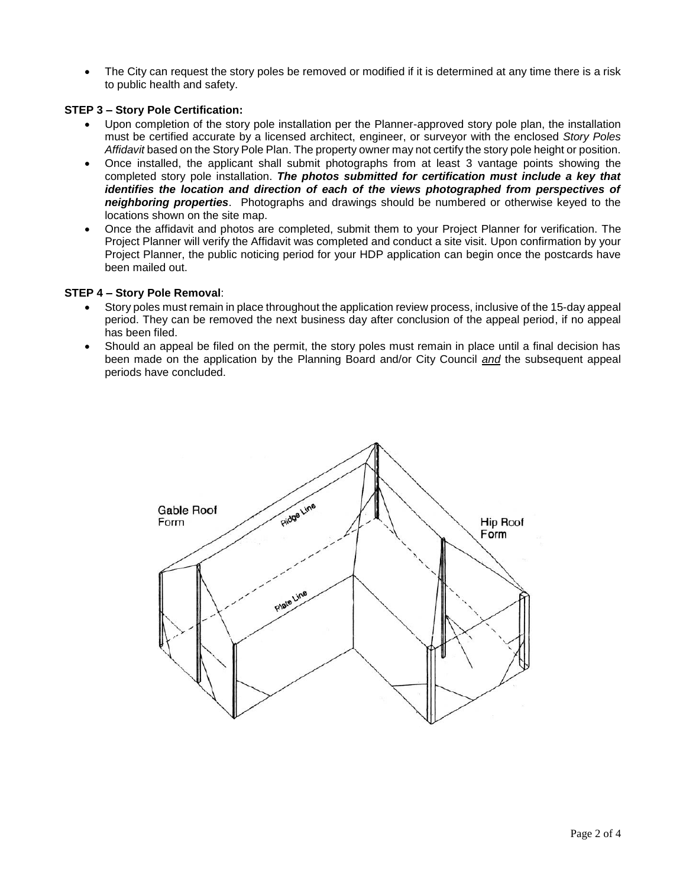- The City can request the story poles be removed or modified if it is determined at any time there is a risk to public health and safety.

**STEP 3 – Story Pole Certification:**

- Upon completion of the story pole installation per the Planner-approved story pole plan, the installation must be certified accurate by a licensed architect, engineer, or surveyor with the enclosed *Story Poles Affidavit* based on the Story Pole Plan. The property owner may not certify the story pole height or position.
- Once installed, the applicant shall submit photographs from at least 3 vantage points showing the completed story pole installation. ***The photos submitted for certification must include a key that identifies the location and direction of each of the views photographed from perspectives of neighboring properties***. Photographs and drawings should be numbered or otherwise keyed to the locations shown on the site map.
- Once the affidavit and photos are completed, submit them to your Project Planner for verification. The Project Planner will verify the Affidavit was completed and conduct a site visit. Upon confirmation by your Project Planner, the public noticing period for your HDP application can begin once the postcards have been mailed out.

**STEP 4 – Story Pole Removal**:

- Story poles must remain in place throughout the application review process, inclusive of the 15-day appeal period. They can be removed the next business day after conclusion of the appeal period, if no appeal has been filed.
- Should an appeal be filed on the permit, the story poles must remain in place until a final decision has been made on the application by the Planning Board and/or City Council ***and*** the subsequent appeal periods have concluded.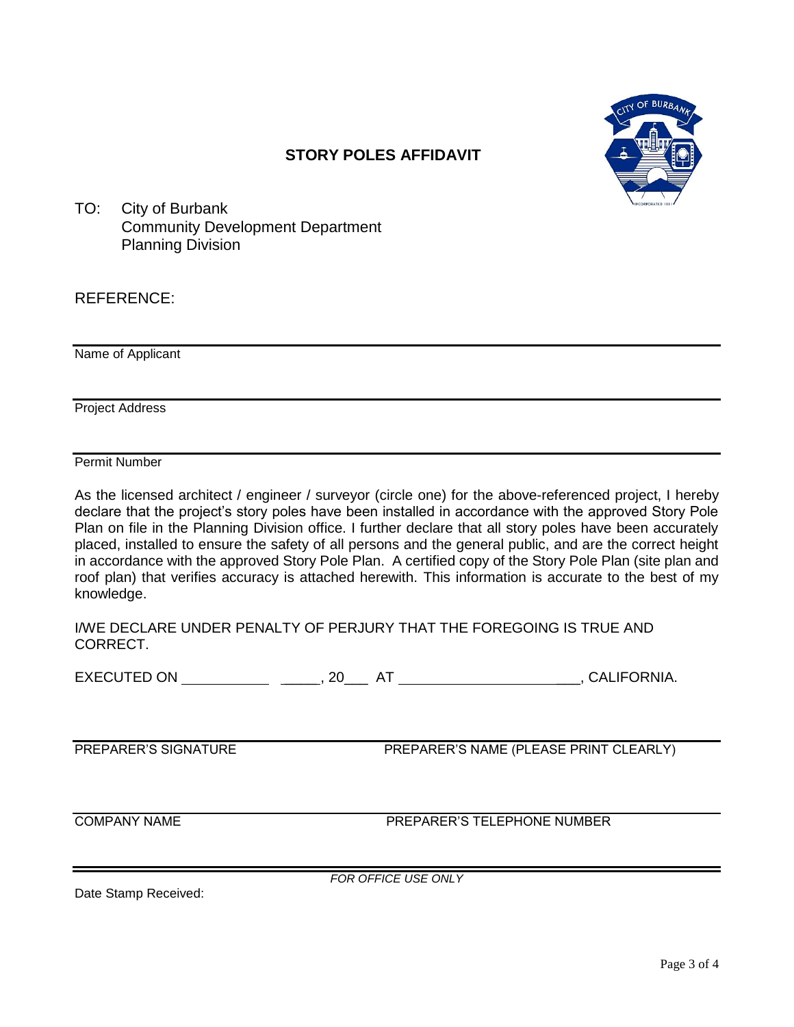# STORY POLES AFFIDAVIT

TO: City of Burbank
Community Development Department
Planning Division

REFERENCE:

\_\_\_\_\_\_\_\_\_\_\_\_\_\_\_\_\_\_\_\_\_\_\_\_\_\_\_\_\_\_\_\_\_\_\_\_\_\_\_\_\_\_\_\_\_\_\_\_\_\_\_\_\_\_\_\_
Name of Applicant

\_\_\_\_\_\_\_\_\_\_\_\_\_\_\_\_\_\_\_\_\_\_\_\_\_\_\_\_\_\_\_\_\_\_\_\_\_\_\_\_\_\_\_\_\_\_\_\_\_\_\_\_\_\_\_\_
Project Address

\_\_\_\_\_\_\_\_\_\_\_\_\_\_\_\_\_\_\_\_\_\_\_\_\_\_\_\_\_\_\_\_\_\_\_\_\_\_\_\_\_\_\_\_\_\_\_\_\_\_\_\_\_\_\_\_
Permit Number

As the licensed architect / engineer / surveyor (circle one) for the above-referenced project, I hereby declare that the project's story poles have been installed in accordance with the approved Story Pole Plan on file in the Planning Division office. I further declare that all story poles have been accurately placed, installed to ensure the safety of all persons and the general public, and are the correct height in accordance with the approved Story Pole Plan. A certified copy of the Story Pole Plan (site plan and roof plan) that verifies accuracy is attached herewith. This information is accurate to the best of my knowledge.

I/WE DECLARE UNDER PENALTY OF PERJURY THAT THE FOREGOING IS TRUE AND CORRECT.

EXECUTED ON \_\_\_\_\_\_\_\_\_\_\_\_ \_\_\_\_\_, 20\_\_\_ AT \_\_\_\_\_\_\_\_\_\_\_\_\_\_\_\_\_\_\_\_\_\_\_\_\_\_, CALIFORNIA.

| | |
|---|---|
| PREPARER'S SIGNATURE | PREPARER'S NAME (PLEASE PRINT CLEARLY) |
| COMPANY NAME | PREPARER'S TELEPHONE NUMBER |

*FOR OFFICE USE ONLY*

Date Stamp Received: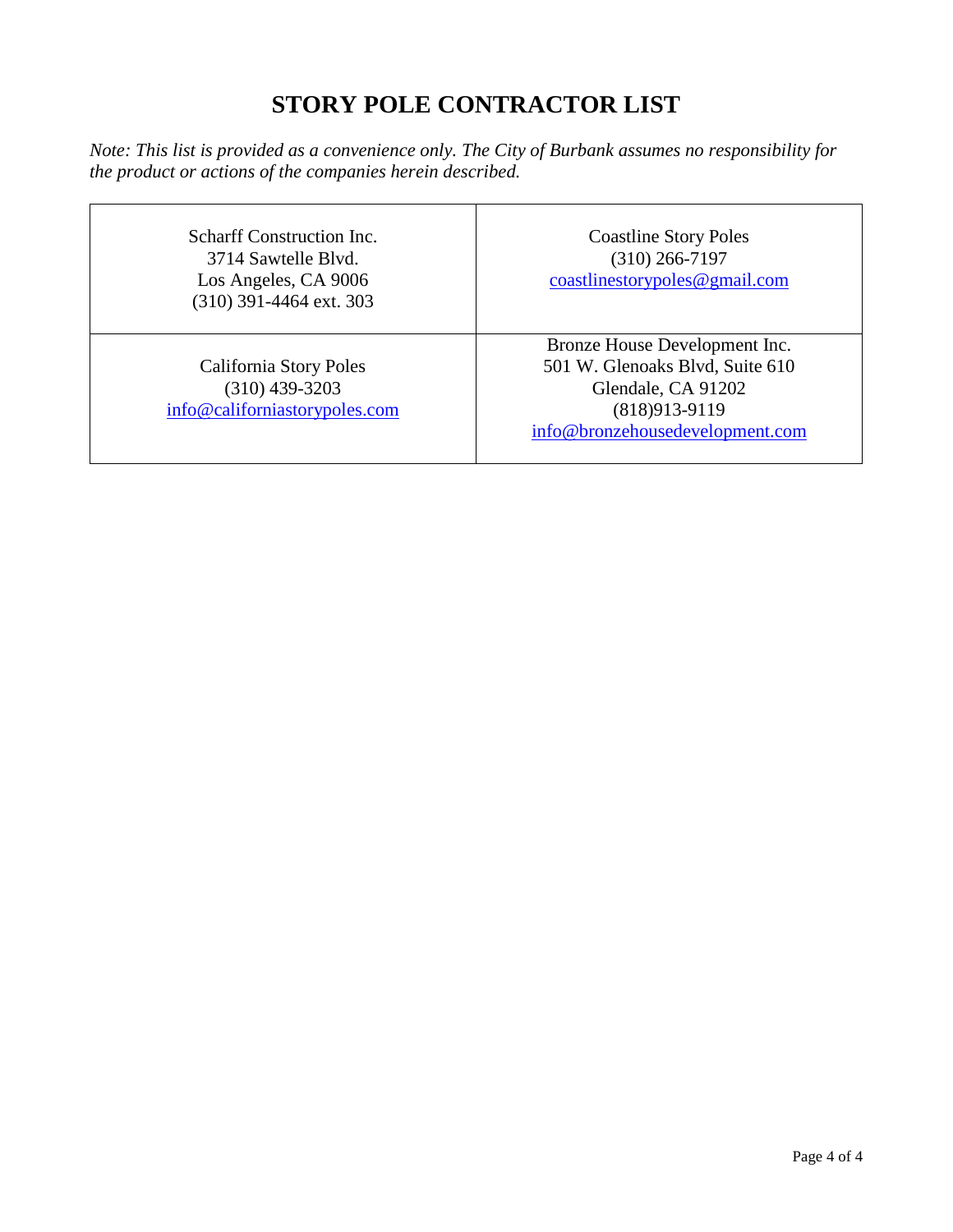# STORY POLE CONTRACTOR LIST

*Note: This list is provided as a convenience only. The City of Burbank assumes no responsibility for the product or actions of the companies herein described.*

| | |
|---|---|
| Scharff Construction Inc.<br>3714 Sawtelle Blvd.<br>Los Angeles, CA 9006<br>(310) 391-4464 ext. 303 | Coastline Story Poles<br>(310) 266-7197<br>coastlinestorypoles@gmail.com |
| California Story Poles<br>(310) 439-3203<br>info@californiastorypoles.com | Bronze House Development Inc.<br>501 W. Glenoaks Blvd, Suite 610<br>Glendale, CA 91202<br>(818)913-9119<br>info@bronzehousedevelopment.com |